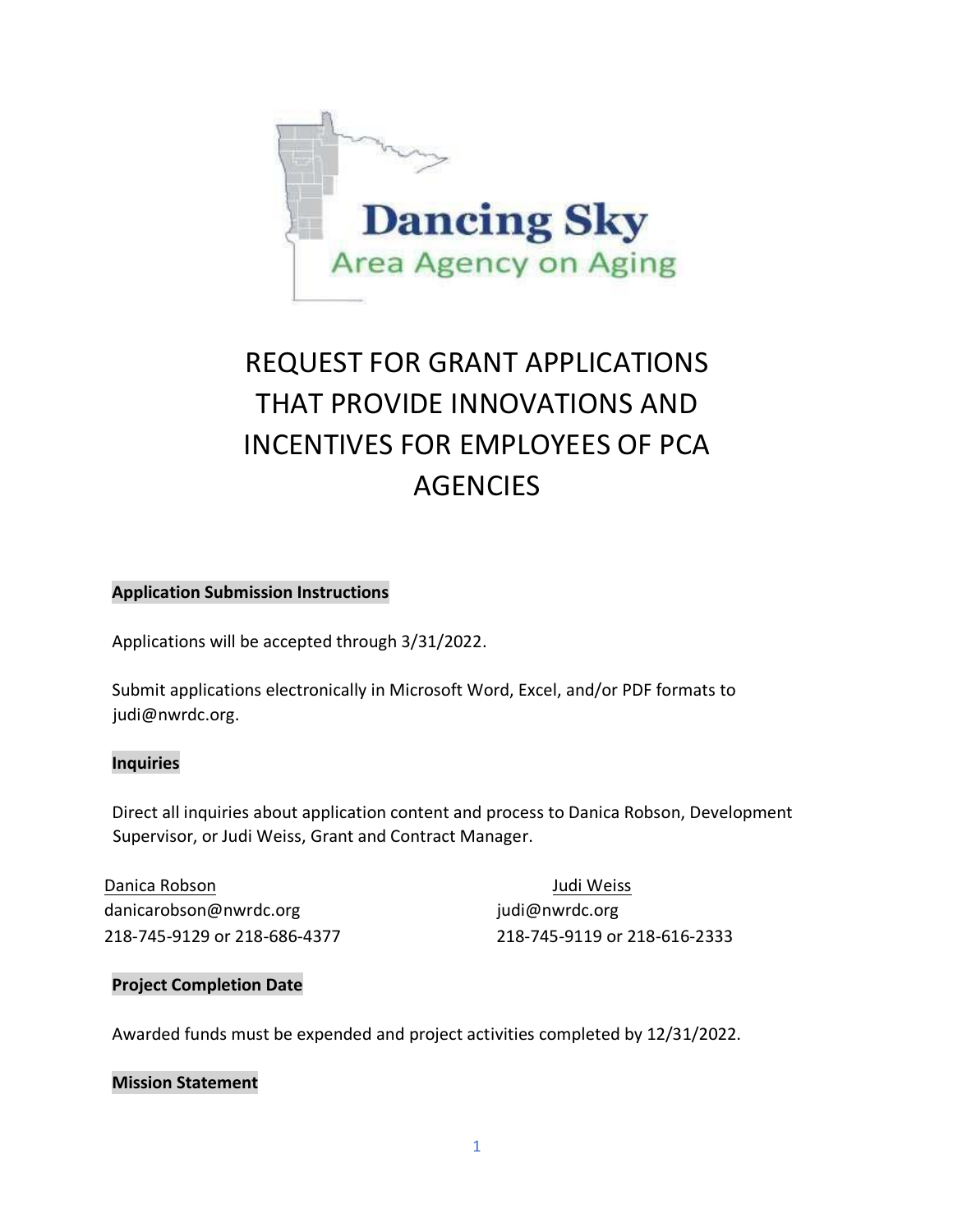Dancing Sky

Area Agency on Aging

# REQUEST FOR GRANT APPLICATIONS THAT PROVIDE INNOVATIONS AND INCENTIVES FOR EMPLOYEES OF PCA AGENCIES

## Application Submission Instructions

Applications will be accepted through 3/31/2022.

Submit applications electronically in Microsoft Word, Excel, and/or PDF formats to judi@nwrdc.org.

## Inquiries

Direct all inquiries about application content and process to Danica Robson, Development Supervisor, or Judi Weiss, Grant and Contract Manager.

Danica Robson
danicarobson@nwrdc.org
218-745-9129 or 218-686-4377

Judi Weiss
judi@nwrdc.org
218-745-9119 or 218-616-2333

## Project Completion Date

Awarded funds must be expended and project activities completed by 12/31/2022.

## Mission Statement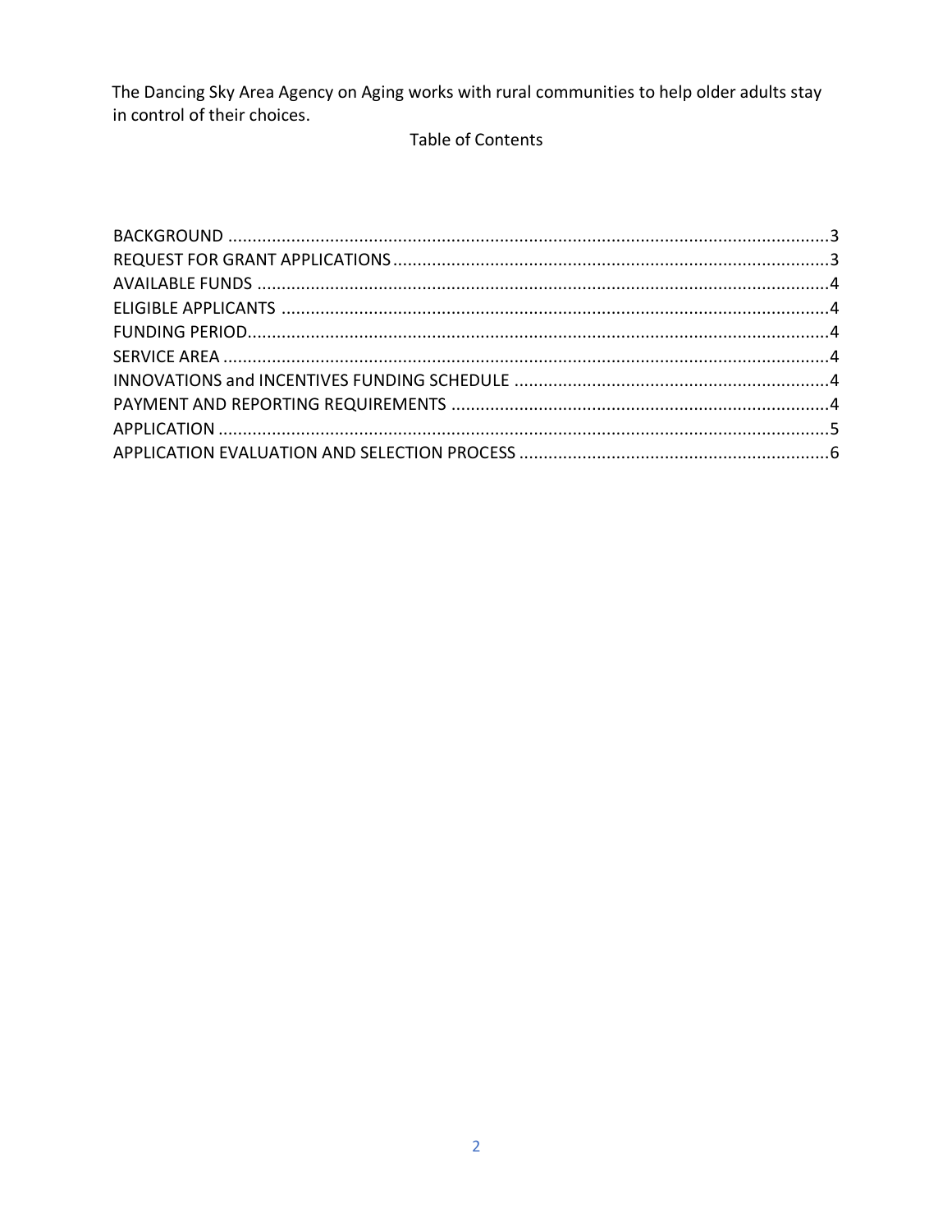The Dancing Sky Area Agency on Aging works with rural communities to help older adults stay in control of their choices.

Table of Contents

BACKGROUND ....................................................................................................................3
REQUEST FOR GRANT APPLICATIONS..........................................................................3
AVAILABLE FUNDS ...........................................................................................................4
ELIGIBLE APPLICANTS ....................................................................................................4
FUNDING PERIOD..............................................................................................................4
SERVICE AREA ..................................................................................................................4
INNOVATIONS and INCENTIVES FUNDING SCHEDULE .................................................4
PAYMENT AND REPORTING REQUIREMENTS ...............................................................4
APPLICATION .....................................................................................................................5
APPLICATION EVALUATION AND SELECTION PROCESS ..............................................6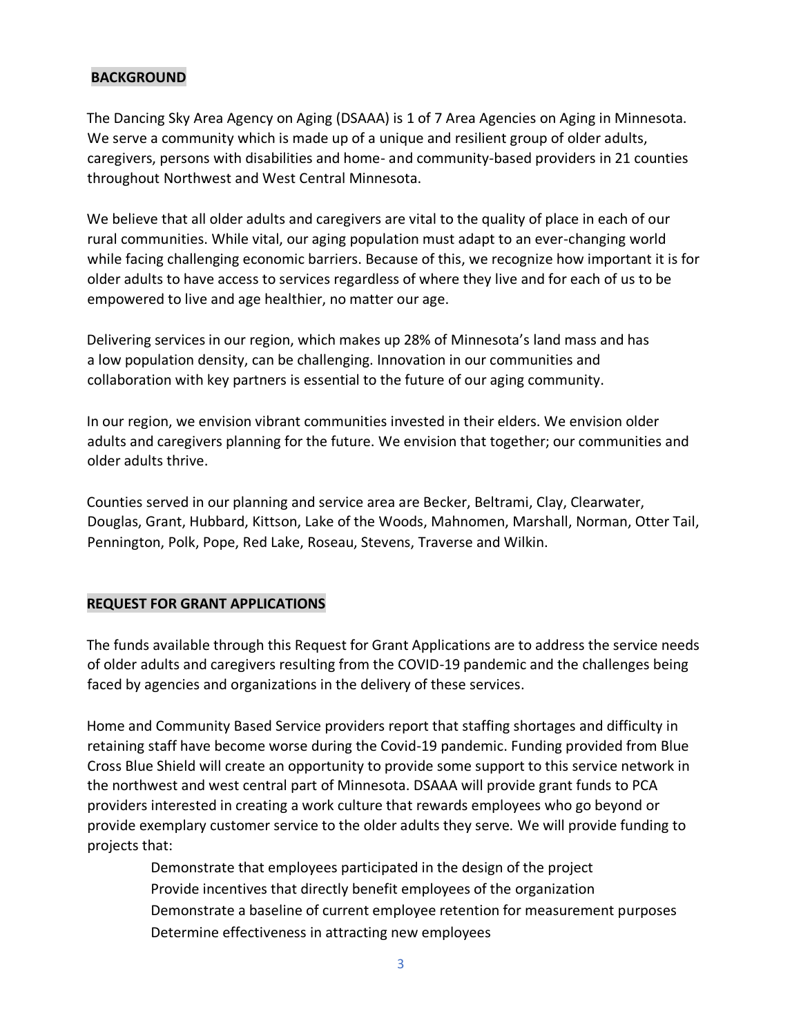## BACKGROUND

The Dancing Sky Area Agency on Aging (DSAAA) is 1 of 7 Area Agencies on Aging in Minnesota. We serve a community which is made up of a unique and resilient group of older adults, caregivers, persons with disabilities and home- and community-based providers in 21 counties throughout Northwest and West Central Minnesota.

We believe that all older adults and caregivers are vital to the quality of place in each of our rural communities. While vital, our aging population must adapt to an ever-changing world while facing challenging economic barriers. Because of this, we recognize how important it is for older adults to have access to services regardless of where they live and for each of us to be empowered to live and age healthier, no matter our age.

Delivering services in our region, which makes up 28% of Minnesota's land mass and has a low population density, can be challenging. Innovation in our communities and collaboration with key partners is essential to the future of our aging community.

In our region, we envision vibrant communities invested in their elders. We envision older adults and caregivers planning for the future. We envision that together; our communities and older adults thrive.

Counties served in our planning and service area are Becker, Beltrami, Clay, Clearwater, Douglas, Grant, Hubbard, Kittson, Lake of the Woods, Mahnomen, Marshall, Norman, Otter Tail, Pennington, Polk, Pope, Red Lake, Roseau, Stevens, Traverse and Wilkin.

## REQUEST FOR GRANT APPLICATIONS

The funds available through this Request for Grant Applications are to address the service needs of older adults and caregivers resulting from the COVID-19 pandemic and the challenges being faced by agencies and organizations in the delivery of these services.

Home and Community Based Service providers report that staffing shortages and difficulty in retaining staff have become worse during the Covid-19 pandemic. Funding provided from Blue Cross Blue Shield will create an opportunity to provide some support to this service network in the northwest and west central part of Minnesota. DSAAA will provide grant funds to PCA providers interested in creating a work culture that rewards employees who go beyond or provide exemplary customer service to the older adults they serve. We will provide funding to projects that:

- Demonstrate that employees participated in the design of the project
- Provide incentives that directly benefit employees of the organization
- Demonstrate a baseline of current employee retention for measurement purposes
- Determine effectiveness in attracting new employees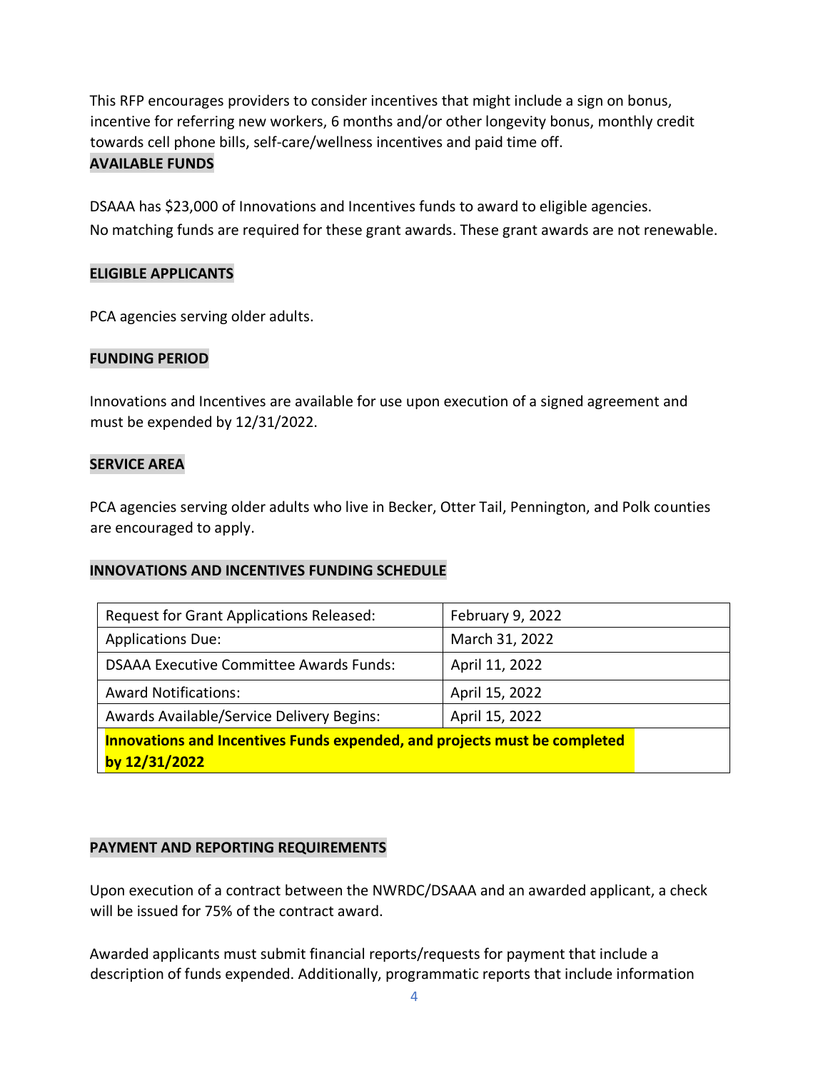This RFP encourages providers to consider incentives that might include a sign on bonus, incentive for referring new workers, 6 months and/or other longevity bonus, monthly credit towards cell phone bills, self-care/wellness incentives and paid time off.

## AVAILABLE FUNDS

DSAAA has $23,000 of Innovations and Incentives funds to award to eligible agencies.
No matching funds are required for these grant awards. These grant awards are not renewable.

## ELIGIBLE APPLICANTS

PCA agencies serving older adults.

## FUNDING PERIOD

Innovations and Incentives are available for use upon execution of a signed agreement and must be expended by 12/31/2022.

## SERVICE AREA

PCA agencies serving older adults who live in Becker, Otter Tail, Pennington, and Polk counties are encouraged to apply.

## INNOVATIONS AND INCENTIVES FUNDING SCHEDULE

| Request for Grant Applications Released: | February 9, 2022 |
|---|---|
| Applications Due: | March 31, 2022 |
| DSAAA Executive Committee Awards Funds: | April 11, 2022 |
| Award Notifications: | April 15, 2022 |
| Awards Available/Service Delivery Begins: | April 15, 2022 |
| **Innovations and Incentives Funds expended, and projects must be completed by 12/31/2022** | |

## PAYMENT AND REPORTING REQUIREMENTS

Upon execution of a contract between the NWRDC/DSAAA and an awarded applicant, a check will be issued for 75% of the contract award.

Awarded applicants must submit financial reports/requests for payment that include a description of funds expended. Additionally, programmatic reports that include information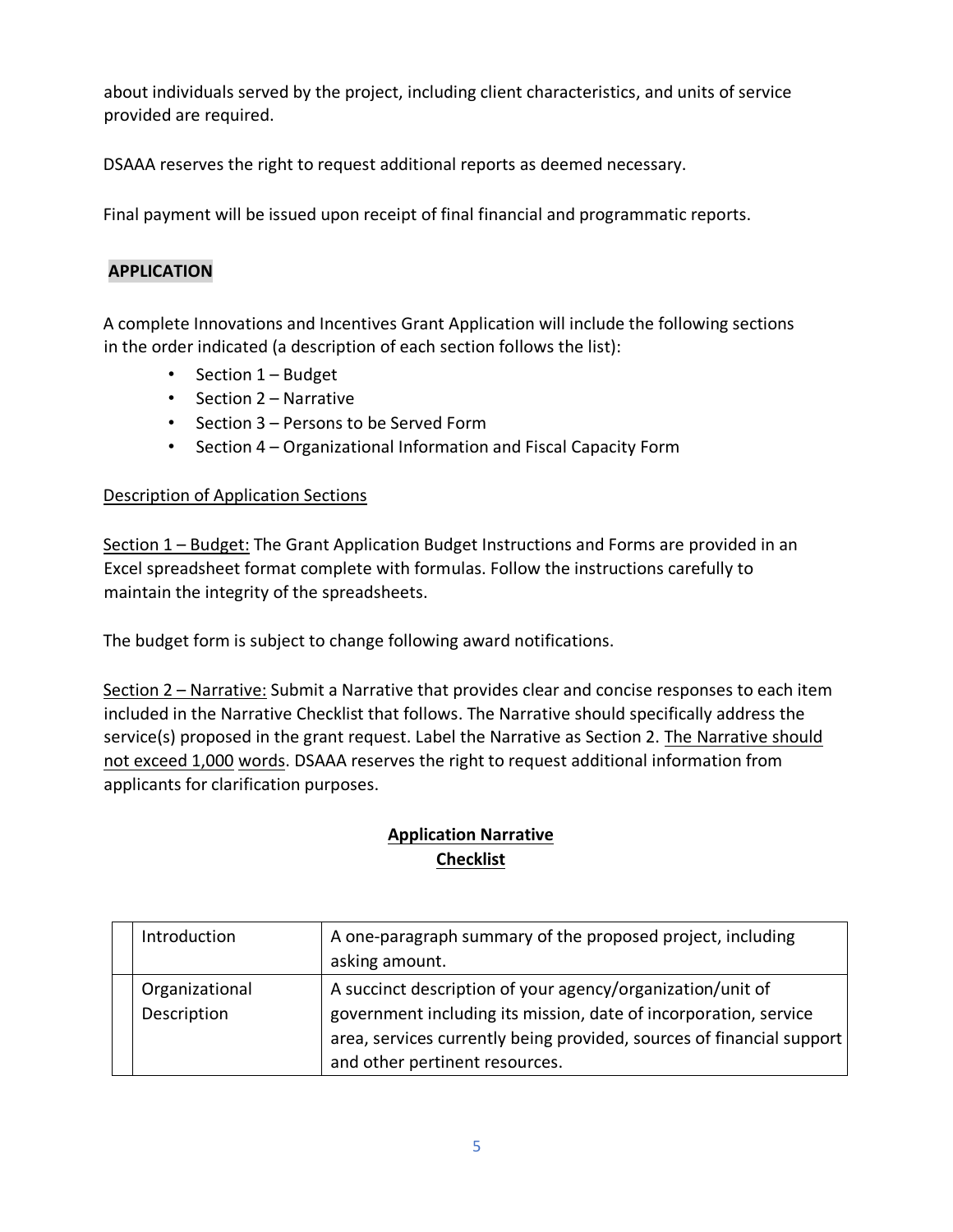about individuals served by the project, including client characteristics, and units of service provided are required.

DSAAA reserves the right to request additional reports as deemed necessary.

Final payment will be issued upon receipt of final financial and programmatic reports.

## APPLICATION

A complete Innovations and Incentives Grant Application will include the following sections in the order indicated (a description of each section follows the list):

- Section 1 – Budget
- Section 2 – Narrative
- Section 3 – Persons to be Served Form
- Section 4 – Organizational Information and Fiscal Capacity Form

Description of Application Sections

Section 1 – Budget: The Grant Application Budget Instructions and Forms are provided in an Excel spreadsheet format complete with formulas. Follow the instructions carefully to maintain the integrity of the spreadsheets.

The budget form is subject to change following award notifications.

Section 2 – Narrative: Submit a Narrative that provides clear and concise responses to each item included in the Narrative Checklist that follows. The Narrative should specifically address the service(s) proposed in the grant request. Label the Narrative as Section 2. The Narrative should not exceed 1,000 words. DSAAA reserves the right to request additional information from applicants for clarification purposes.

### Application Narrative Checklist

| | | |
|---|---|---|
| | Introduction | A one-paragraph summary of the proposed project, including asking amount. |
| | Organizational Description | A succinct description of your agency/organization/unit of government including its mission, date of incorporation, service area, services currently being provided, sources of financial support and other pertinent resources. |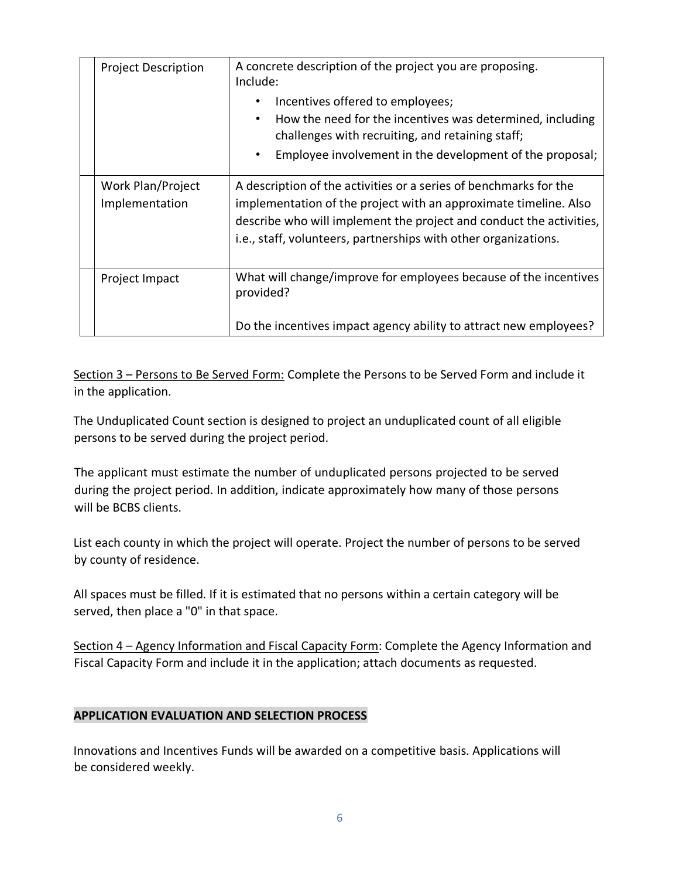| | | |
|---|---|---|
| | Project Description | A concrete description of the project you are proposing. Include: <br>• Incentives offered to employees; <br>• How the need for the incentives was determined, including challenges with recruiting, and retaining staff; <br>• Employee involvement in the development of the proposal; |
| | Work Plan/Project Implementation | A description of the activities or a series of benchmarks for the implementation of the project with an approximate timeline. Also describe who will implement the project and conduct the activities, i.e., staff, volunteers, partnerships with other organizations. |
| | Project Impact | What will change/improve for employees because of the incentives provided? <br><br>Do the incentives impact agency ability to attract new employees? |

Section 3 – Persons to Be Served Form: Complete the Persons to be Served Form and include it in the application.

The Unduplicated Count section is designed to project an unduplicated count of all eligible persons to be served during the project period.

The applicant must estimate the number of unduplicated persons projected to be served during the project period. In addition, indicate approximately how many of those persons will be BCBS clients.

List each county in which the project will operate. Project the number of persons to be served by county of residence.

All spaces must be filled. If it is estimated that no persons within a certain category will be served, then place a "0" in that space.

Section 4 – Agency Information and Fiscal Capacity Form: Complete the Agency Information and Fiscal Capacity Form and include it in the application; attach documents as requested.

## APPLICATION EVALUATION AND SELECTION PROCESS

Innovations and Incentives Funds will be awarded on a competitive basis. Applications will be considered weekly.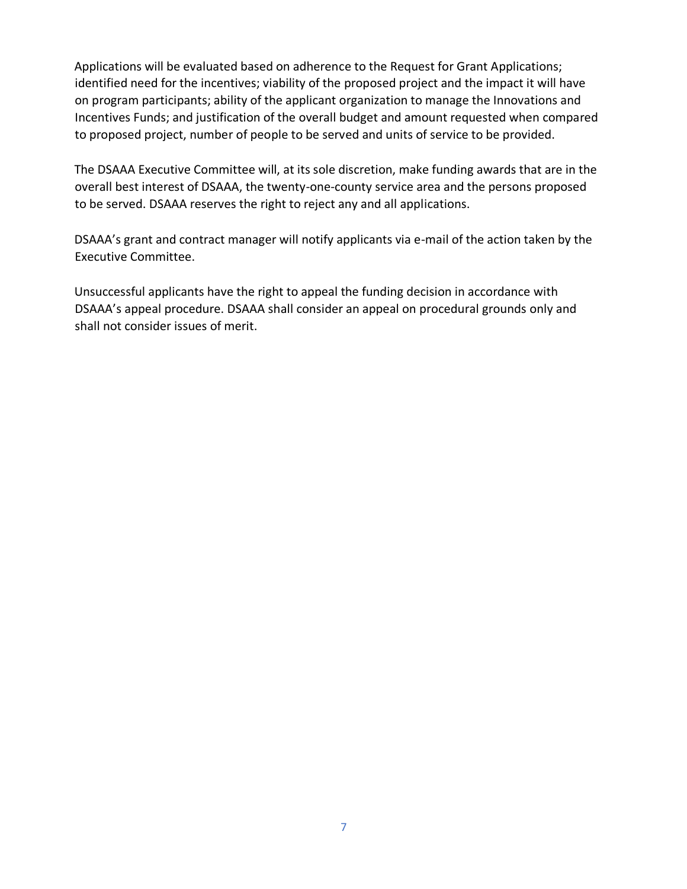Applications will be evaluated based on adherence to the Request for Grant Applications; identified need for the incentives; viability of the proposed project and the impact it will have on program participants; ability of the applicant organization to manage the Innovations and Incentives Funds; and justification of the overall budget and amount requested when compared to proposed project, number of people to be served and units of service to be provided.

The DSAAA Executive Committee will, at its sole discretion, make funding awards that are in the overall best interest of DSAAA, the twenty-one-county service area and the persons proposed to be served. DSAAA reserves the right to reject any and all applications.

DSAAA's grant and contract manager will notify applicants via e-mail of the action taken by the Executive Committee.

Unsuccessful applicants have the right to appeal the funding decision in accordance with DSAAA's appeal procedure. DSAAA shall consider an appeal on procedural grounds only and shall not consider issues of merit.